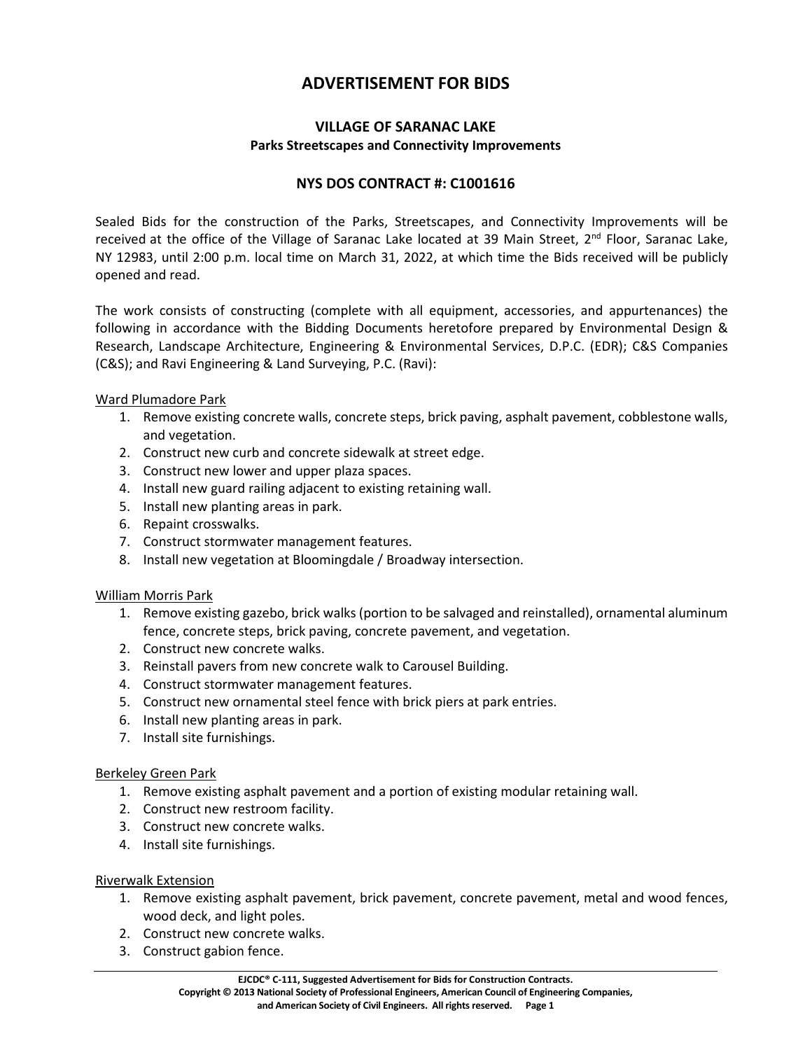# ADVERTISEMENT FOR BIDS

## VILLAGE OF SARANAC LAKE

**Parks Streetscapes and Connectivity Improvements**

## NYS DOS CONTRACT #: C1001616

Sealed Bids for the construction of the Parks, Streetscapes, and Connectivity Improvements will be received at the office of the Village of Saranac Lake located at 39 Main Street, 2nd Floor, Saranac Lake, NY 12983, until 2:00 p.m. local time on March 31, 2022, at which time the Bids received will be publicly opened and read.

The work consists of constructing (complete with all equipment, accessories, and appurtenances) the following in accordance with the Bidding Documents heretofore prepared by Environmental Design & Research, Landscape Architecture, Engineering & Environmental Services, D.P.C. (EDR); C&S Companies (C&S); and Ravi Engineering & Land Surveying, P.C. (Ravi):

Ward Plumadore Park

1. Remove existing concrete walls, concrete steps, brick paving, asphalt pavement, cobblestone walls, and vegetation.
2. Construct new curb and concrete sidewalk at street edge.
3. Construct new lower and upper plaza spaces.
4. Install new guard railing adjacent to existing retaining wall.
5. Install new planting areas in park.
6. Repaint crosswalks.
7. Construct stormwater management features.
8. Install new vegetation at Bloomingdale / Broadway intersection.

William Morris Park

1. Remove existing gazebo, brick walks (portion to be salvaged and reinstalled), ornamental aluminum fence, concrete steps, brick paving, concrete pavement, and vegetation.
2. Construct new concrete walks.
3. Reinstall pavers from new concrete walk to Carousel Building.
4. Construct stormwater management features.
5. Construct new ornamental steel fence with brick piers at park entries.
6. Install new planting areas in park.
7. Install site furnishings.

Berkeley Green Park

1. Remove existing asphalt pavement and a portion of existing modular retaining wall.
2. Construct new restroom facility.
3. Construct new concrete walks.
4. Install site furnishings.

Riverwalk Extension

1. Remove existing asphalt pavement, brick pavement, concrete pavement, metal and wood fences, wood deck, and light poles.
2. Construct new concrete walks.
3. Construct gabion fence.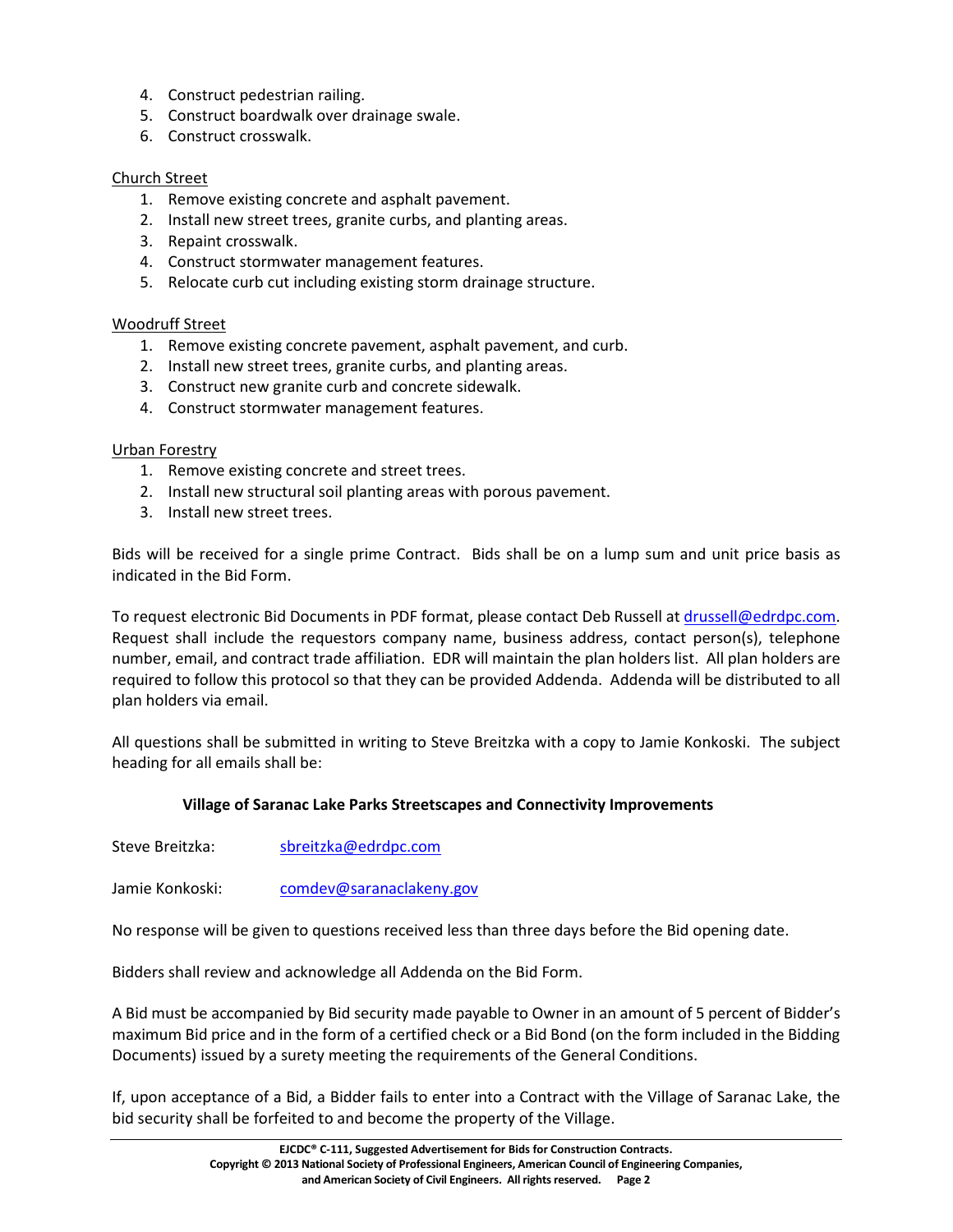4. Construct pedestrian railing.
5. Construct boardwalk over drainage swale.
6. Construct crosswalk.

<u>Church Street</u>

1. Remove existing concrete and asphalt pavement.
2. Install new street trees, granite curbs, and planting areas.
3. Repaint crosswalk.
4. Construct stormwater management features.
5. Relocate curb cut including existing storm drainage structure.

<u>Woodruff Street</u>

1. Remove existing concrete pavement, asphalt pavement, and curb.
2. Install new street trees, granite curbs, and planting areas.
3. Construct new granite curb and concrete sidewalk.
4. Construct stormwater management features.

<u>Urban Forestry</u>

1. Remove existing concrete and street trees.
2. Install new structural soil planting areas with porous pavement.
3. Install new street trees.

Bids will be received for a single prime Contract. Bids shall be on a lump sum and unit price basis as indicated in the Bid Form.

To request electronic Bid Documents in PDF format, please contact Deb Russell at drussell@edrdpc.com. Request shall include the requestors company name, business address, contact person(s), telephone number, email, and contract trade affiliation. EDR will maintain the plan holders list. All plan holders are required to follow this protocol so that they can be provided Addenda. Addenda will be distributed to all plan holders via email.

All questions shall be submitted in writing to Steve Breitzka with a copy to Jamie Konkoski. The subject heading for all emails shall be:

**Village of Saranac Lake Parks Streetscapes and Connectivity Improvements**

Steve Breitzka: sbreitzka@edrdpc.com

Jamie Konkoski: comdev@saranaclakeny.gov

No response will be given to questions received less than three days before the Bid opening date.

Bidders shall review and acknowledge all Addenda on the Bid Form.

A Bid must be accompanied by Bid security made payable to Owner in an amount of 5 percent of Bidder's maximum Bid price and in the form of a certified check or a Bid Bond (on the form included in the Bidding Documents) issued by a surety meeting the requirements of the General Conditions.

If, upon acceptance of a Bid, a Bidder fails to enter into a Contract with the Village of Saranac Lake, the bid security shall be forfeited to and become the property of the Village.

**EJCDC® C-111, Suggested Advertisement for Bids for Construction Contracts.**
**Copyright © 2013 National Society of Professional Engineers, American Council of Engineering Companies, and American Society of Civil Engineers. All rights reserved.**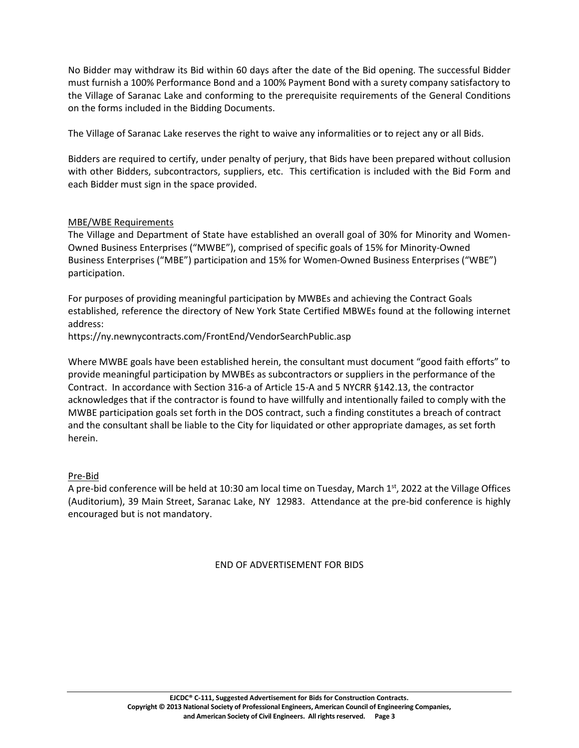No Bidder may withdraw its Bid within 60 days after the date of the Bid opening. The successful Bidder must furnish a 100% Performance Bond and a 100% Payment Bond with a surety company satisfactory to the Village of Saranac Lake and conforming to the prerequisite requirements of the General Conditions on the forms included in the Bidding Documents.

The Village of Saranac Lake reserves the right to waive any informalities or to reject any or all Bids.

Bidders are required to certify, under penalty of perjury, that Bids have been prepared without collusion with other Bidders, subcontractors, suppliers, etc. This certification is included with the Bid Form and each Bidder must sign in the space provided.

MBE/WBE Requirements

The Village and Department of State have established an overall goal of 30% for Minority and Women-Owned Business Enterprises ("MWBE"), comprised of specific goals of 15% for Minority-Owned Business Enterprises ("MBE") participation and 15% for Women-Owned Business Enterprises ("WBE") participation.

For purposes of providing meaningful participation by MWBEs and achieving the Contract Goals established, reference the directory of New York State Certified MBWEs found at the following internet address:
https://ny.newnycontracts.com/FrontEnd/VendorSearchPublic.asp

Where MWBE goals have been established herein, the consultant must document "good faith efforts" to provide meaningful participation by MWBEs as subcontractors or suppliers in the performance of the Contract. In accordance with Section 316-a of Article 15-A and 5 NYCRR §142.13, the contractor acknowledges that if the contractor is found to have willfully and intentionally failed to comply with the MWBE participation goals set forth in the DOS contract, such a finding constitutes a breach of contract and the consultant shall be liable to the City for liquidated or other appropriate damages, as set forth herein.

Pre-Bid

A pre-bid conference will be held at 10:30 am local time on Tuesday, March 1st, 2022 at the Village Offices (Auditorium), 39 Main Street, Saranac Lake, NY 12983. Attendance at the pre-bid conference is highly encouraged but is not mandatory.

END OF ADVERTISEMENT FOR BIDS